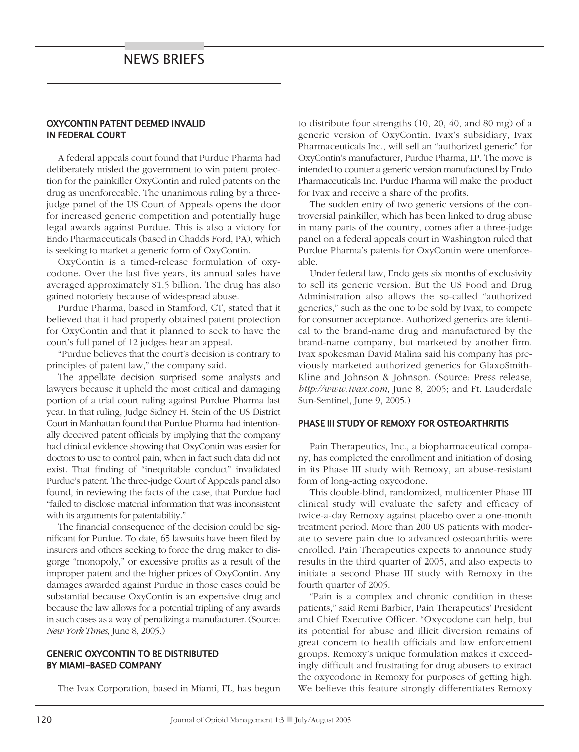# NEWS BRIEFS

## OXYCONTIN PATENT DEEMED INVALID IN FEDERAL COURT

A federal appeals court found that Purdue Pharma had deliberately misled the government to win patent protection for the painkiller OxyContin and ruled patents on the drug as unenforceable. The unanimous ruling by a three-judge panel of the US Court of Appeals opens the door for increased generic competition and potentially huge legal awards against Purdue. This is also a victory for Endo Pharmaceuticals (based in Chadds Ford, PA), which is seeking to market a generic form of OxyContin.

OxyContin is a timed-release formulation of oxycodone. Over the last five years, its annual sales have averaged approximately $1.5 billion. The drug has also gained notoriety because of widespread abuse.

Purdue Pharma, based in Stamford, CT, stated that it believed that it had properly obtained patent protection for OxyContin and that it planned to seek to have the court's full panel of 12 judges hear an appeal.

"Purdue believes that the court's decision is contrary to principles of patent law," the company said.

The appellate decision surprised some analysts and lawyers because it upheld the most critical and damaging portion of a trial court ruling against Purdue Pharma last year. In that ruling, Judge Sidney H. Stein of the US District Court in Manhattan found that Purdue Pharma had intentionally deceived patent officials by implying that the company had clinical evidence showing that OxyContin was easier for doctors to use to control pain, when in fact such data did not exist. That finding of "inequitable conduct" invalidated Purdue's patent. The three-judge Court of Appeals panel also found, in reviewing the facts of the case, that Purdue had "failed to disclose material information that was inconsistent with its arguments for patentability."

The financial consequence of the decision could be significant for Purdue. To date, 65 lawsuits have been filed by insurers and others seeking to force the drug maker to disgorge "monopoly," or excessive profits as a result of the improper patent and the higher prices of OxyContin. Any damages awarded against Purdue in those cases could be substantial because OxyContin is an expensive drug and because the law allows for a potential tripling of any awards in such cases as a way of penalizing a manufacturer. (Source: *New York Times*, June 8, 2005.)

## GENERIC OXYCONTIN TO BE DISTRIBUTED BY MIAMI-BASED COMPANY

The Ivax Corporation, based in Miami, FL, has begun to distribute four strengths (10, 20, 40, and 80 mg) of a generic version of OxyContin. Ivax's subsidiary, Ivax Pharmaceuticals Inc., will sell an "authorized generic" for OxyContin's manufacturer, Purdue Pharma, LP. The move is intended to counter a generic version manufactured by Endo Pharmaceuticals Inc. Purdue Pharma will make the product for Ivax and receive a share of the profits.

The sudden entry of two generic versions of the controversial painkiller, which has been linked to drug abuse in many parts of the country, comes after a three-judge panel on a federal appeals court in Washington ruled that Purdue Pharma's patents for OxyContin were unenforceable.

Under federal law, Endo gets six months of exclusivity to sell its generic version. But the US Food and Drug Administration also allows the so-called "authorized generics," such as the one to be sold by Ivax, to compete for consumer acceptance. Authorized generics are identical to the brand-name drug and manufactured by the brand-name company, but marketed by another firm. Ivax spokesman David Malina said his company has previously marketed authorized generics for GlaxoSmithKline and Johnson & Johnson. (Source: Press release, *http://www.ivax.com*, June 8, 2005; and Ft. Lauderdale Sun-Sentinel, June 9, 2005.)

## PHASE III STUDY OF REMOXY FOR OSTEOARTHRITIS

Pain Therapeutics, Inc., a biopharmaceutical company, has completed the enrollment and initiation of dosing in its Phase III study with Remoxy, an abuse-resistant form of long-acting oxycodone.

This double-blind, randomized, multicenter Phase III clinical study will evaluate the safety and efficacy of twice-a-day Remoxy against placebo over a one-month treatment period. More than 200 US patients with moderate to severe pain due to advanced osteoarthritis were enrolled. Pain Therapeutics expects to announce study results in the third quarter of 2005, and also expects to initiate a second Phase III study with Remoxy in the fourth quarter of 2005.

"Pain is a complex and chronic condition in these patients," said Remi Barbier, Pain Therapeutics' President and Chief Executive Officer. "Oxycodone can help, but its potential for abuse and illicit diversion remains of great concern to health officials and law enforcement groups. Remoxy's unique formulation makes it exceedingly difficult and frustrating for drug abusers to extract the oxycodone in Remoxy for purposes of getting high. We believe this feature strongly differentiates Remoxy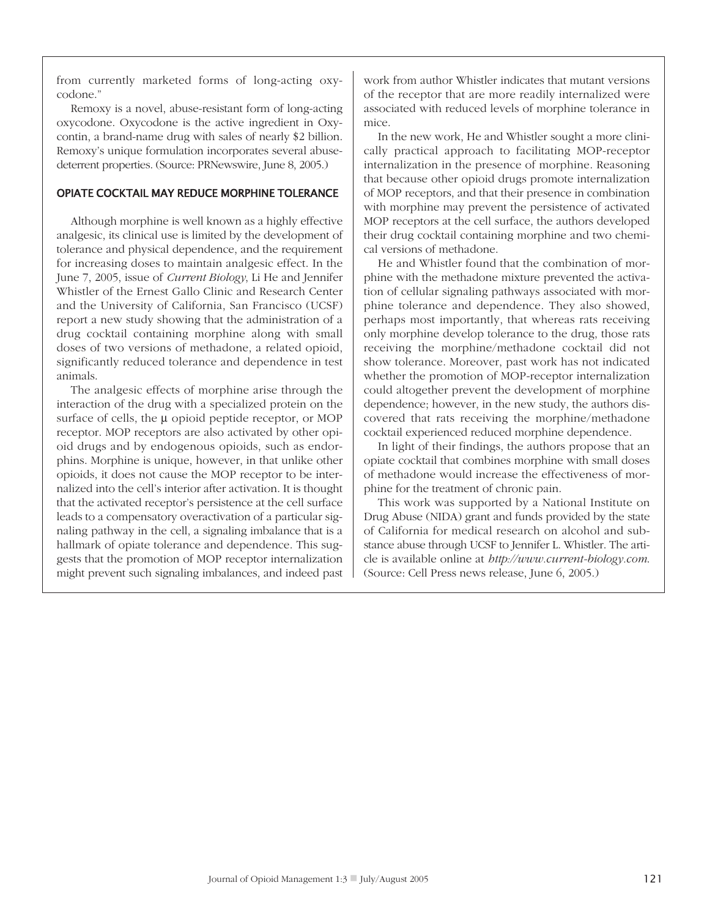from currently marketed forms of long-acting oxycodone."

Remoxy is a novel, abuse-resistant form of long-acting oxycodone. Oxycodone is the active ingredient in Oxycontin, a brand-name drug with sales of nearly $2 billion. Remoxy's unique formulation incorporates several abuse-deterrent properties. (Source: PRNewswire, June 8, 2005.)

## OPIATE COCKTAIL MAY REDUCE MORPHINE TOLERANCE

Although morphine is well known as a highly effective analgesic, its clinical use is limited by the development of tolerance and physical dependence, and the requirement for increasing doses to maintain analgesic effect. In the June 7, 2005, issue of *Current Biology*, Li He and Jennifer Whistler of the Ernest Gallo Clinic and Research Center and the University of California, San Francisco (UCSF) report a new study showing that the administration of a drug cocktail containing morphine along with small doses of two versions of methadone, a related opioid, significantly reduced tolerance and dependence in test animals.

The analgesic effects of morphine arise through the interaction of the drug with a specialized protein on the surface of cells, the μ opioid peptide receptor, or MOP receptor. MOP receptors are also activated by other opioid drugs and by endogenous opioids, such as endorphins. Morphine is unique, however, in that unlike other opioids, it does not cause the MOP receptor to be internalized into the cell's interior after activation. It is thought that the activated receptor's persistence at the cell surface leads to a compensatory overactivation of a particular signaling pathway in the cell, a signaling imbalance that is a hallmark of opiate tolerance and dependence. This suggests that the promotion of MOP receptor internalization might prevent such signaling imbalances, and indeed past work from author Whistler indicates that mutant versions of the receptor that are more readily internalized were associated with reduced levels of morphine tolerance in mice.

In the new work, He and Whistler sought a more clinically practical approach to facilitating MOP-receptor internalization in the presence of morphine. Reasoning that because other opioid drugs promote internalization of MOP receptors, and that their presence in combination with morphine may prevent the persistence of activated MOP receptors at the cell surface, the authors developed their drug cocktail containing morphine and two chemical versions of methadone.

He and Whistler found that the combination of morphine with the methadone mixture prevented the activation of cellular signaling pathways associated with morphine tolerance and dependence. They also showed, perhaps most importantly, that whereas rats receiving only morphine develop tolerance to the drug, those rats receiving the morphine/methadone cocktail did not show tolerance. Moreover, past work has not indicated whether the promotion of MOP-receptor internalization could altogether prevent the development of morphine dependence; however, in the new study, the authors discovered that rats receiving the morphine/methadone cocktail experienced reduced morphine dependence.

In light of their findings, the authors propose that an opiate cocktail that combines morphine with small doses of methadone would increase the effectiveness of morphine for the treatment of chronic pain.

This work was supported by a National Institute on Drug Abuse (NIDA) grant and funds provided by the state of California for medical research on alcohol and substance abuse through UCSF to Jennifer L. Whistler. The article is available online at *http://www.current-biology.com.* (Source: Cell Press news release, June 6, 2005.)